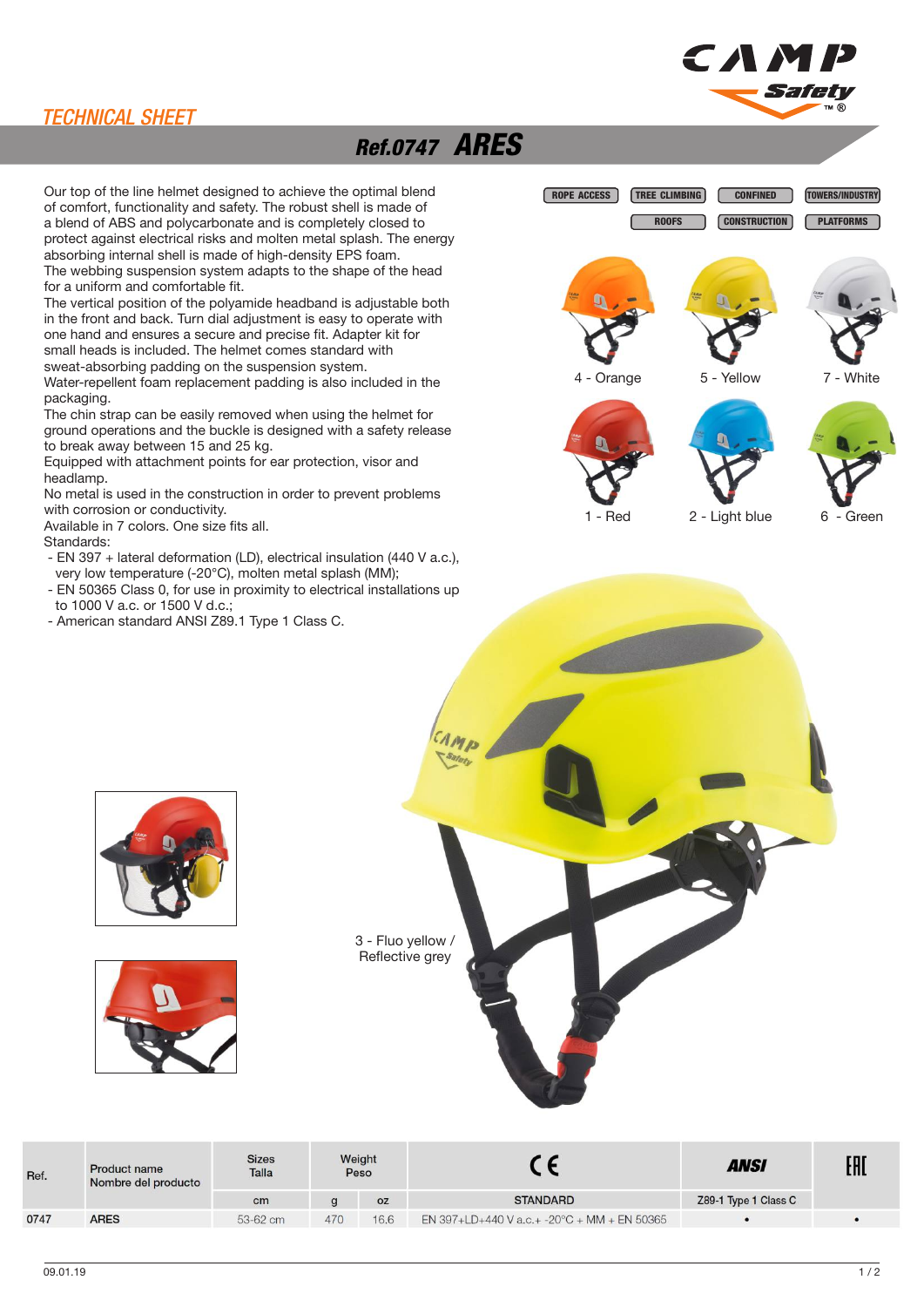TECHNICAL SHEET

# Ref.0747 ARES

Our top of the line helmet designed to achieve the optimal blend of comfort, functionality and safety. The robust shell is made of a blend of ABS and polycarbonate and is completely closed to protect against electrical risks and molten metal splash. The energy absorbing internal shell is made of high-density EPS foam.
The webbing suspension system adapts to the shape of the head for a uniform and comfortable fit.
The vertical position of the polyamide headband is adjustable both in the front and back. Turn dial adjustment is easy to operate with one hand and ensures a secure and precise fit. Adapter kit for small heads is included. The helmet comes standard with sweat-absorbing padding on the suspension system.
Water-repellent foam replacement padding is also included in the packaging.
The chin strap can be easily removed when using the helmet for ground operations and the buckle is designed with a safety release to break away between 15 and 25 kg.
Equipped with attachment points for ear protection, visor and headlamp.
No metal is used in the construction in order to prevent problems with corrosion or conductivity.
Available in 7 colors. One size fits all.
Standards:

- EN 397 + lateral deformation (LD), electrical insulation (440 V a.c.), very low temperature (-20°C), molten metal splash (MM);
- EN 50365 Class 0, for use in proximity to electrical installations up to 1000 V a.c. or 1500 V d.c.;
- American standard ANSI Z89.1 Type 1 Class C.

ROPE ACCESS | TREE CLIMBING | CONFINED | TOWERS/INDUSTRY | ROOFS | CONSTRUCTION | PLATFORMS

4 - Orange
5 - Yellow
7 - White
1 - Red
2 - Light blue
6 - Green
3 - Fluo yellow / Reflective grey

| Ref. | Product name / Nombre del producto | Sizes / Talla | Weight / Peso | | CE | ANSI | EAC |
|---|---|---|---|---|---|---|---|
| | | cm | g | oz | STANDARD | Z89-1 Type 1 Class C | |
| 0747 | ARES | 53-62 cm | 470 | 16.6 | EN 397+LD+440 V a.c.+ -20°C + MM + EN 50365 | • | • |

09.01.19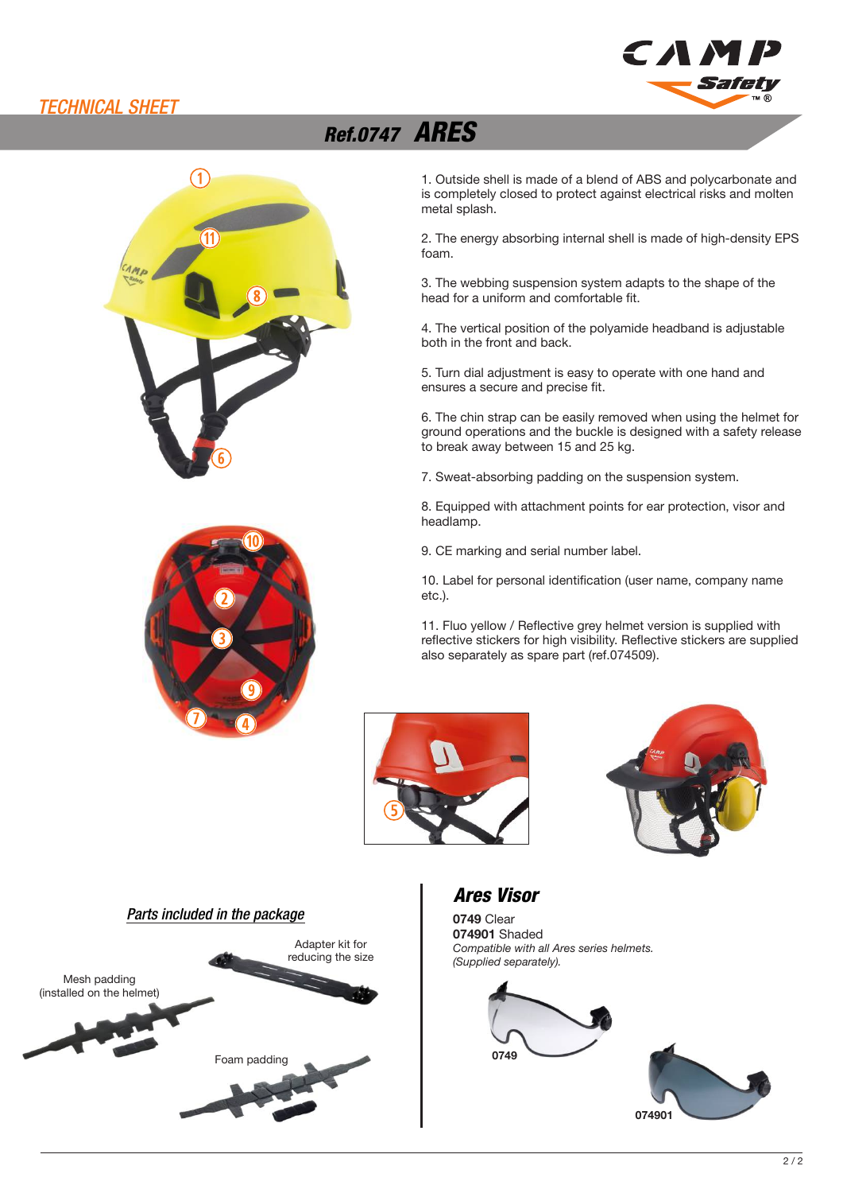## TECHNICAL SHEET

# Ref.0747 ARES

1. Outside shell is made of a blend of ABS and polycarbonate and is completely closed to protect against electrical risks and molten metal splash.

2. The energy absorbing internal shell is made of high-density EPS foam.

3. The webbing suspension system adapts to the shape of the head for a uniform and comfortable fit.

4. The vertical position of the polyamide headband is adjustable both in the front and back.

5. Turn dial adjustment is easy to operate with one hand and ensures a secure and precise fit.

6. The chin strap can be easily removed when using the helmet for ground operations and the buckle is designed with a safety release to break away between 15 and 25 kg.

7. Sweat-absorbing padding on the suspension system.

8. Equipped with attachment points for ear protection, visor and headlamp.

9. CE marking and serial number label.

10. Label for personal identification (user name, company name etc.).

11. Fluo yellow / Reflective grey helmet version is supplied with reflective stickers for high visibility. Reflective stickers are supplied also separately as spare part (ref.074509).

## Parts included in the package

Adapter kit for reducing the size

Mesh padding (installed on the helmet)

Foam padding

## Ares Visor

**0749** Clear
**074901** Shaded
*Compatible with all Ares series helmets.*
*(Supplied separately).*

0749

074901